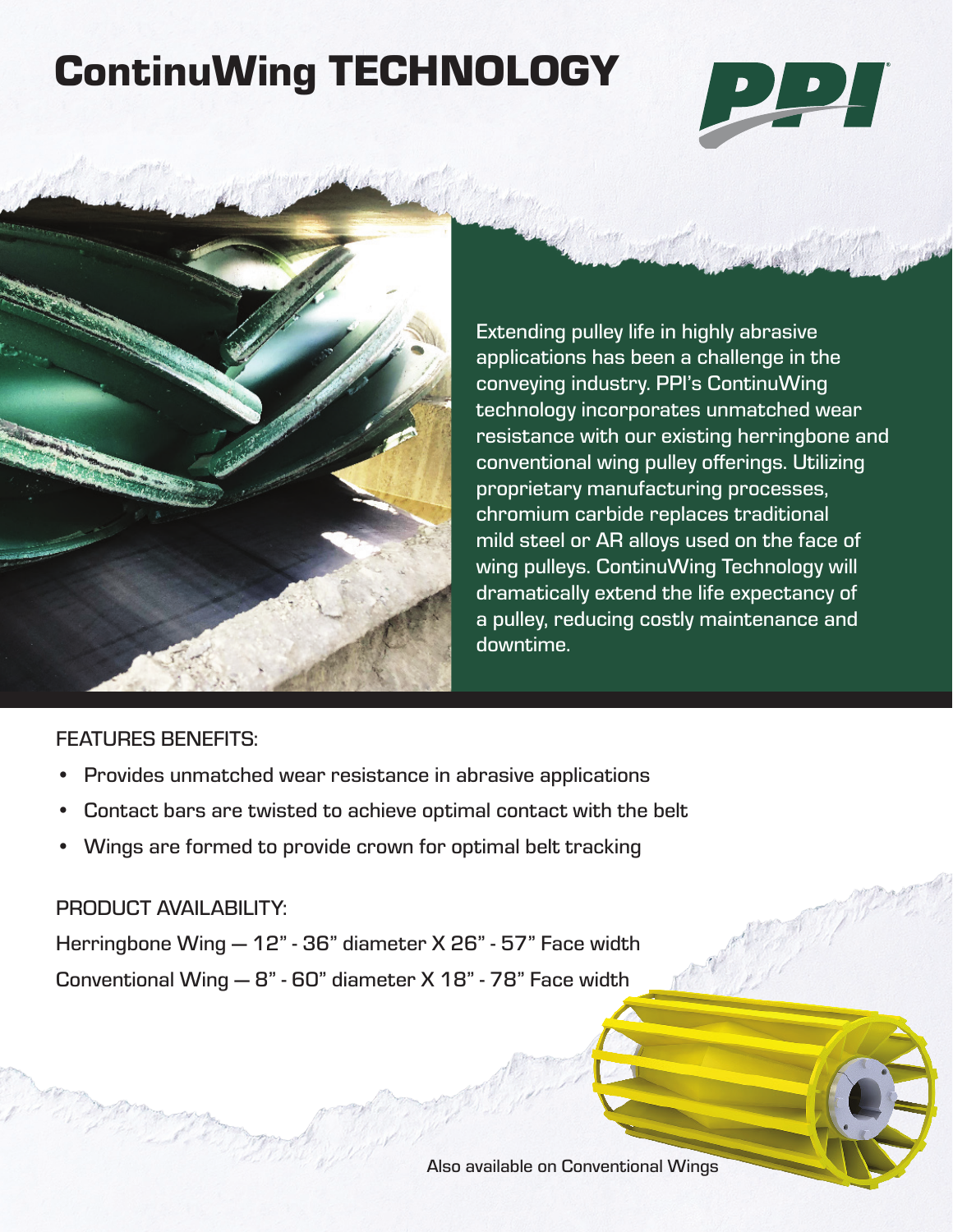# ContinuWing TECHNOLOGY

Extending pulley life in highly abrasive applications has been a challenge in the conveying industry. PPI's ContinuWing technology incorporates unmatched wear resistance with our existing herringbone and conventional wing pulley offerings. Utilizing proprietary manufacturing processes, chromium carbide replaces traditional mild steel or AR alloys used on the face of wing pulleys. ContinuWing Technology will dramatically extend the life expectancy of a pulley, reducing costly maintenance and downtime.

FEATURES BENEFITS:

- Provides unmatched wear resistance in abrasive applications
- Contact bars are twisted to achieve optimal contact with the belt
- Wings are formed to provide crown for optimal belt tracking

PRODUCT AVAILABILITY:

Herringbone Wing — 12" - 36" diameter X 26" - 57" Face width

Conventional Wing — 8" - 60" diameter X 18" - 78" Face width

Also available on Conventional Wings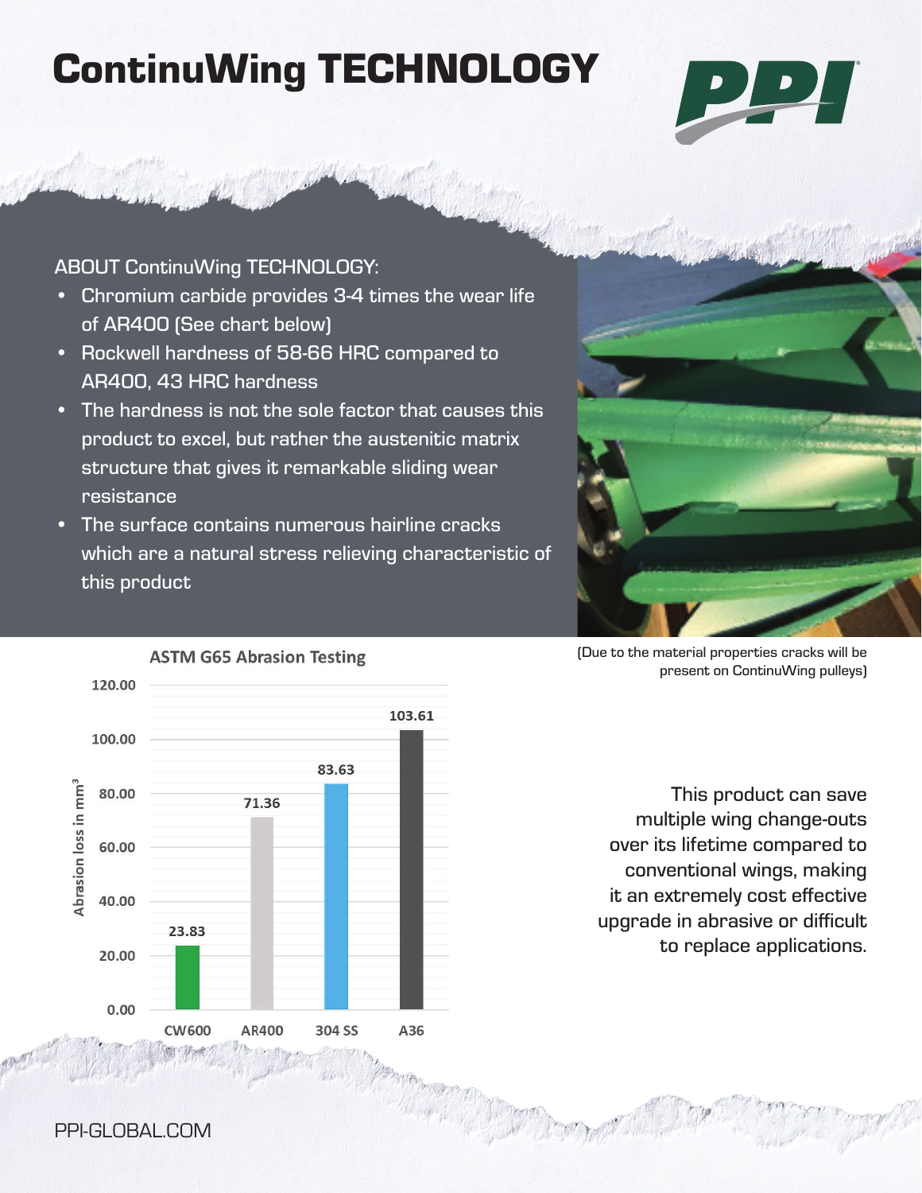# ContinuWing TECHNOLOGY

PPI

ABOUT ContinuWing TECHNOLOGY:

- Chromium carbide provides 3-4 times the wear life of AR400 (See chart below)
- Rockwell hardness of 58-66 HRC compared to AR400, 43 HRC hardness
- The hardness is not the sole factor that causes this product to excel, but rather the austenitic matrix structure that gives it remarkable sliding wear resistance
- The surface contains numerous hairline cracks which are a natural stress relieving characteristic of this product

(Due to the material properties cracks will be present on ContinuWing pulleys)

ASTM G65 Abrasion Testing

Abrasion loss in mm³

120.00
100.00
80.00
60.00
40.00
20.00
0.00

23.83
71.36
83.63
103.61

CW600
AR400
304 SS
A36

This product can save multiple wing change-outs over its lifetime compared to conventional wings, making it an extremely cost effective upgrade in abrasive or difficult to replace applications.

PPI-GLOBAL.COM